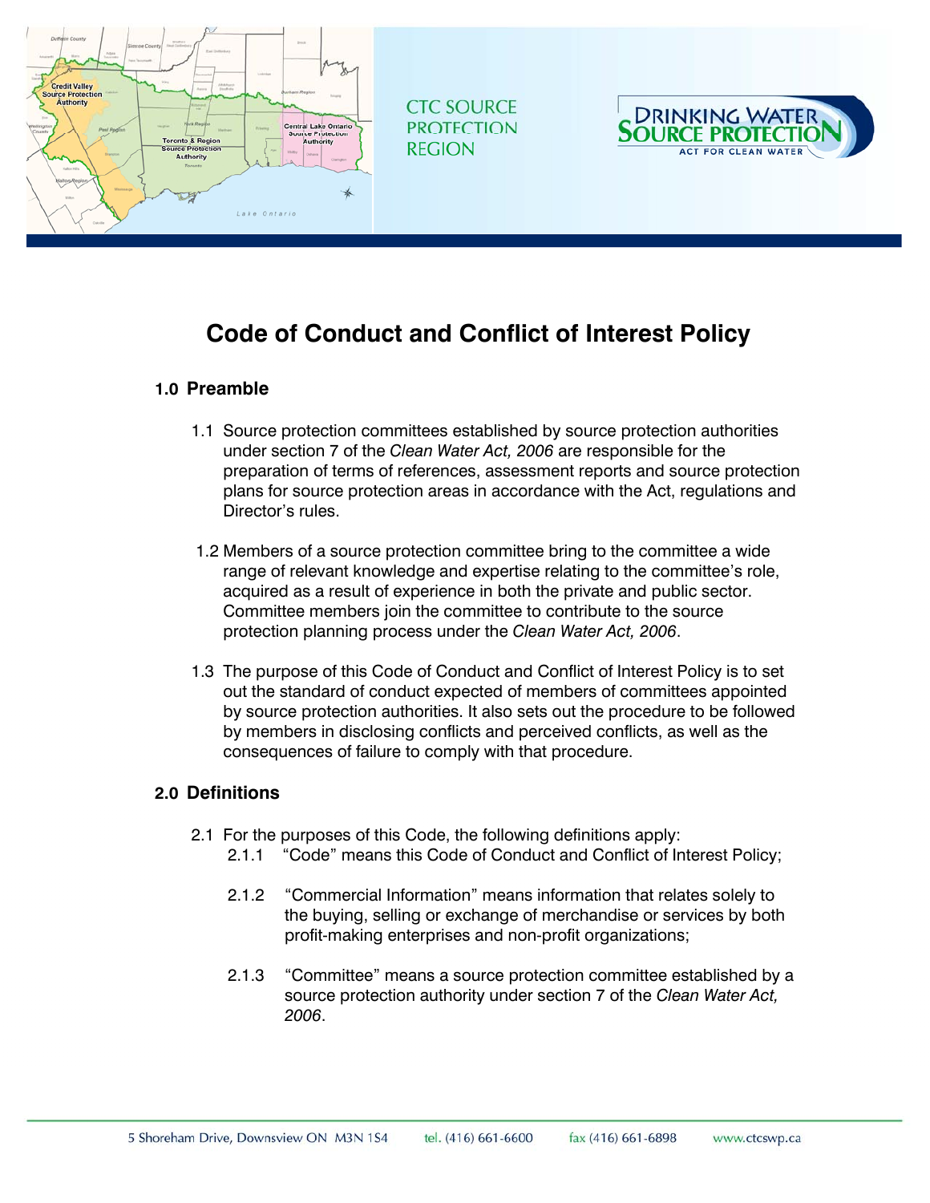CTC SOURCE PROTECTION REGION

# Code of Conduct and Conflict of Interest Policy

## 1.0 Preamble

1.1 Source protection committees established by source protection authorities under section 7 of the *Clean Water Act, 2006* are responsible for the preparation of terms of references, assessment reports and source protection plans for source protection areas in accordance with the Act, regulations and Director's rules.

1.2 Members of a source protection committee bring to the committee a wide range of relevant knowledge and expertise relating to the committee's role, acquired as a result of experience in both the private and public sector. Committee members join the committee to contribute to the source protection planning process under the *Clean Water Act, 2006*.

1.3 The purpose of this Code of Conduct and Conflict of Interest Policy is to set out the standard of conduct expected of members of committees appointed by source protection authorities. It also sets out the procedure to be followed by members in disclosing conflicts and perceived conflicts, as well as the consequences of failure to comply with that procedure.

## 2.0 Definitions

2.1 For the purposes of this Code, the following definitions apply:

2.1.1 "Code" means this Code of Conduct and Conflict of Interest Policy;

2.1.2 "Commercial Information" means information that relates solely to the buying, selling or exchange of merchandise or services by both profit-making enterprises and non-profit organizations;

2.1.3 "Committee" means a source protection committee established by a source protection authority under section 7 of the *Clean Water Act, 2006*.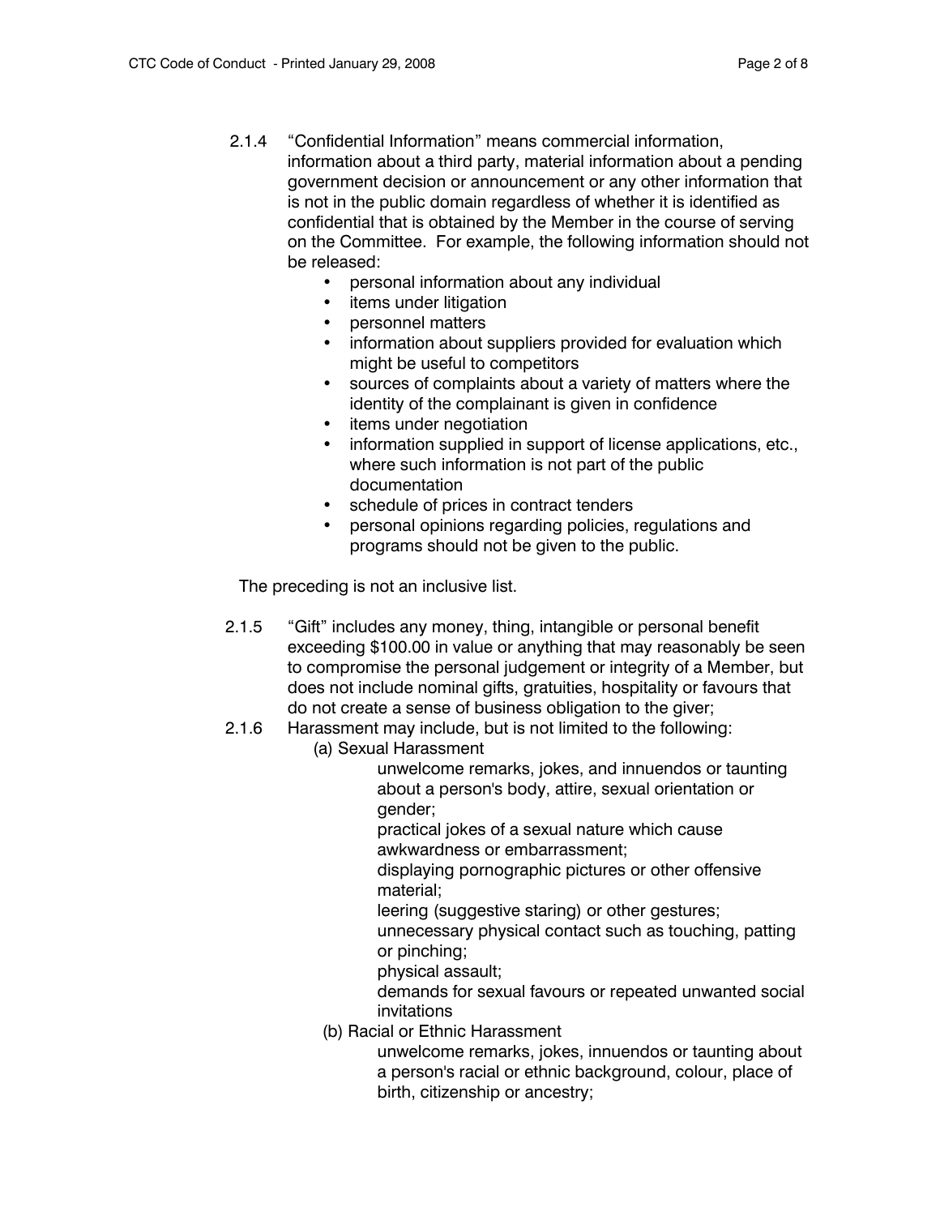2.1.4 "Confidential Information" means commercial information, information about a third party, material information about a pending government decision or announcement or any other information that is not in the public domain regardless of whether it is identified as confidential that is obtained by the Member in the course of serving on the Committee. For example, the following information should not be released:

- personal information about any individual
- items under litigation
- personnel matters
- information about suppliers provided for evaluation which might be useful to competitors
- sources of complaints about a variety of matters where the identity of the complainant is given in confidence
- items under negotiation
- information supplied in support of license applications, etc., where such information is not part of the public documentation
- schedule of prices in contract tenders
- personal opinions regarding policies, regulations and programs should not be given to the public.

The preceding is not an inclusive list.

2.1.5 "Gift" includes any money, thing, intangible or personal benefit exceeding $100.00 in value or anything that may reasonably be seen to compromise the personal judgement or integrity of a Member, but does not include nominal gifts, gratuities, hospitality or favours that do not create a sense of business obligation to the giver;

2.1.6 Harassment may include, but is not limited to the following:

(a) Sexual Harassment

unwelcome remarks, jokes, and innuendos or taunting about a person's body, attire, sexual orientation or gender;
practical jokes of a sexual nature which cause awkwardness or embarrassment;
displaying pornographic pictures or other offensive material;
leering (suggestive staring) or other gestures;
unnecessary physical contact such as touching, patting or pinching;
physical assault;
demands for sexual favours or repeated unwanted social invitations

(b) Racial or Ethnic Harassment

unwelcome remarks, jokes, innuendos or taunting about a person's racial or ethnic background, colour, place of birth, citizenship or ancestry;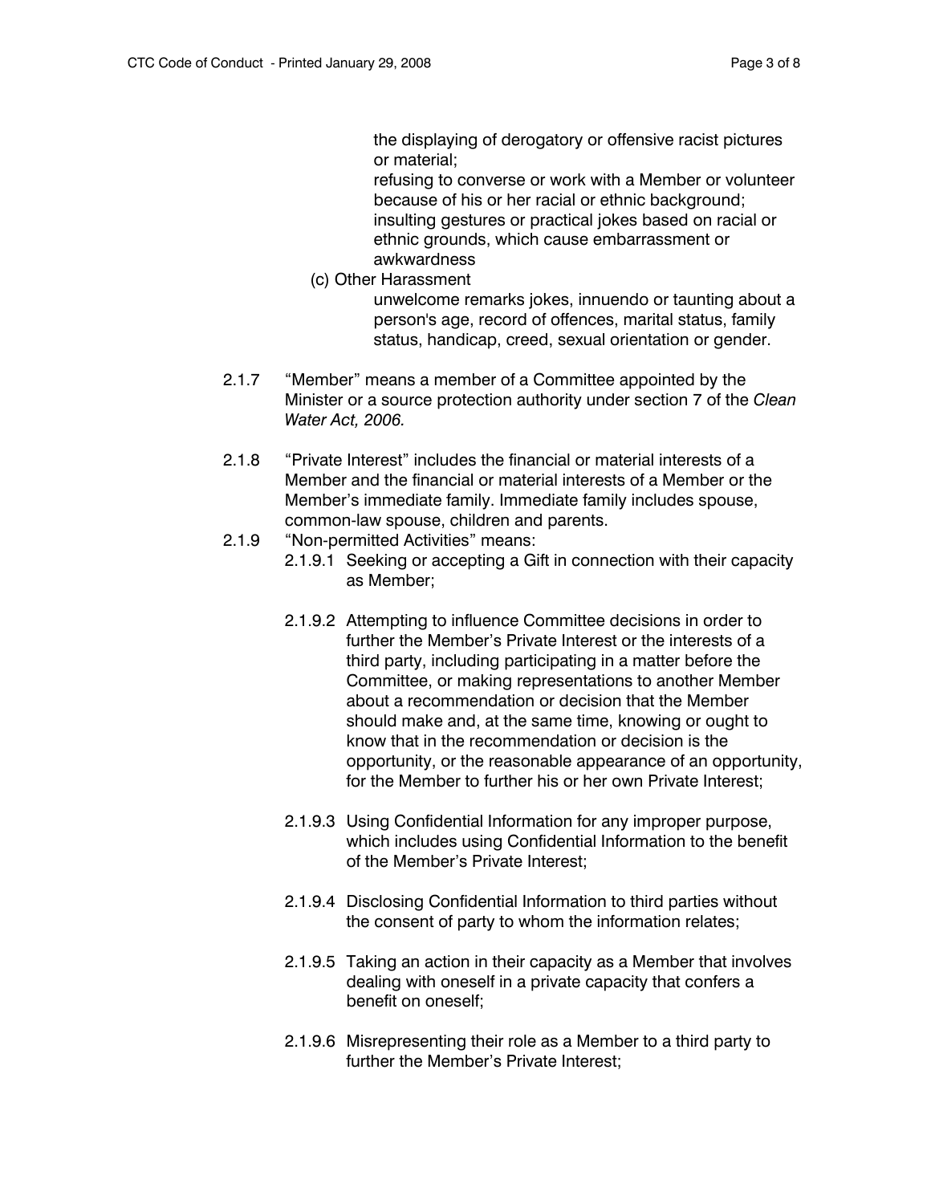the displaying of derogatory or offensive racist pictures or material;

refusing to converse or work with a Member or volunteer because of his or her racial or ethnic background;

insulting gestures or practical jokes based on racial or ethnic grounds, which cause embarrassment or awkwardness

(c) Other Harassment

unwelcome remarks jokes, innuendo or taunting about a person's age, record of offences, marital status, family status, handicap, creed, sexual orientation or gender.

2.1.7 "Member" means a member of a Committee appointed by the Minister or a source protection authority under section 7 of the *Clean Water Act, 2006.*

2.1.8 "Private Interest" includes the financial or material interests of a Member and the financial or material interests of a Member or the Member's immediate family. Immediate family includes spouse, common-law spouse, children and parents.

2.1.9 "Non-permitted Activities" means:

2.1.9.1 Seeking or accepting a Gift in connection with their capacity as Member;

2.1.9.2 Attempting to influence Committee decisions in order to further the Member's Private Interest or the interests of a third party, including participating in a matter before the Committee, or making representations to another Member about a recommendation or decision that the Member should make and, at the same time, knowing or ought to know that in the recommendation or decision is the opportunity, or the reasonable appearance of an opportunity, for the Member to further his or her own Private Interest;

2.1.9.3 Using Confidential Information for any improper purpose, which includes using Confidential Information to the benefit of the Member's Private Interest;

2.1.9.4 Disclosing Confidential Information to third parties without the consent of party to whom the information relates;

2.1.9.5 Taking an action in their capacity as a Member that involves dealing with oneself in a private capacity that confers a benefit on oneself;

2.1.9.6 Misrepresenting their role as a Member to a third party to further the Member's Private Interest;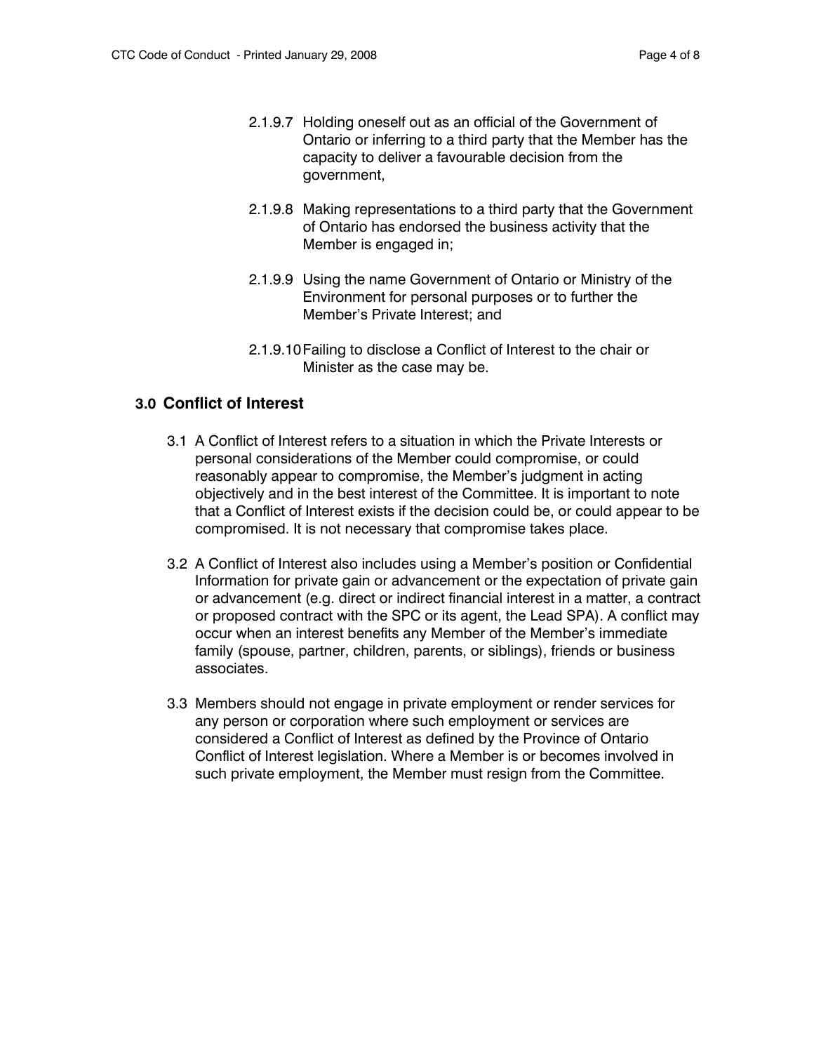2.1.9.7 Holding oneself out as an official of the Government of Ontario or inferring to a third party that the Member has the capacity to deliver a favourable decision from the government,

2.1.9.8 Making representations to a third party that the Government of Ontario has endorsed the business activity that the Member is engaged in;

2.1.9.9 Using the name Government of Ontario or Ministry of the Environment for personal purposes or to further the Member's Private Interest; and

2.1.9.10 Failing to disclose a Conflict of Interest to the chair or Minister as the case may be.

## 3.0 Conflict of Interest

3.1 A Conflict of Interest refers to a situation in which the Private Interests or personal considerations of the Member could compromise, or could reasonably appear to compromise, the Member's judgment in acting objectively and in the best interest of the Committee. It is important to note that a Conflict of Interest exists if the decision could be, or could appear to be compromised. It is not necessary that compromise takes place.

3.2 A Conflict of Interest also includes using a Member's position or Confidential Information for private gain or advancement or the expectation of private gain or advancement (e.g. direct or indirect financial interest in a matter, a contract or proposed contract with the SPC or its agent, the Lead SPA). A conflict may occur when an interest benefits any Member of the Member's immediate family (spouse, partner, children, parents, or siblings), friends or business associates.

3.3 Members should not engage in private employment or render services for any person or corporation where such employment or services are considered a Conflict of Interest as defined by the Province of Ontario Conflict of Interest legislation. Where a Member is or becomes involved in such private employment, the Member must resign from the Committee.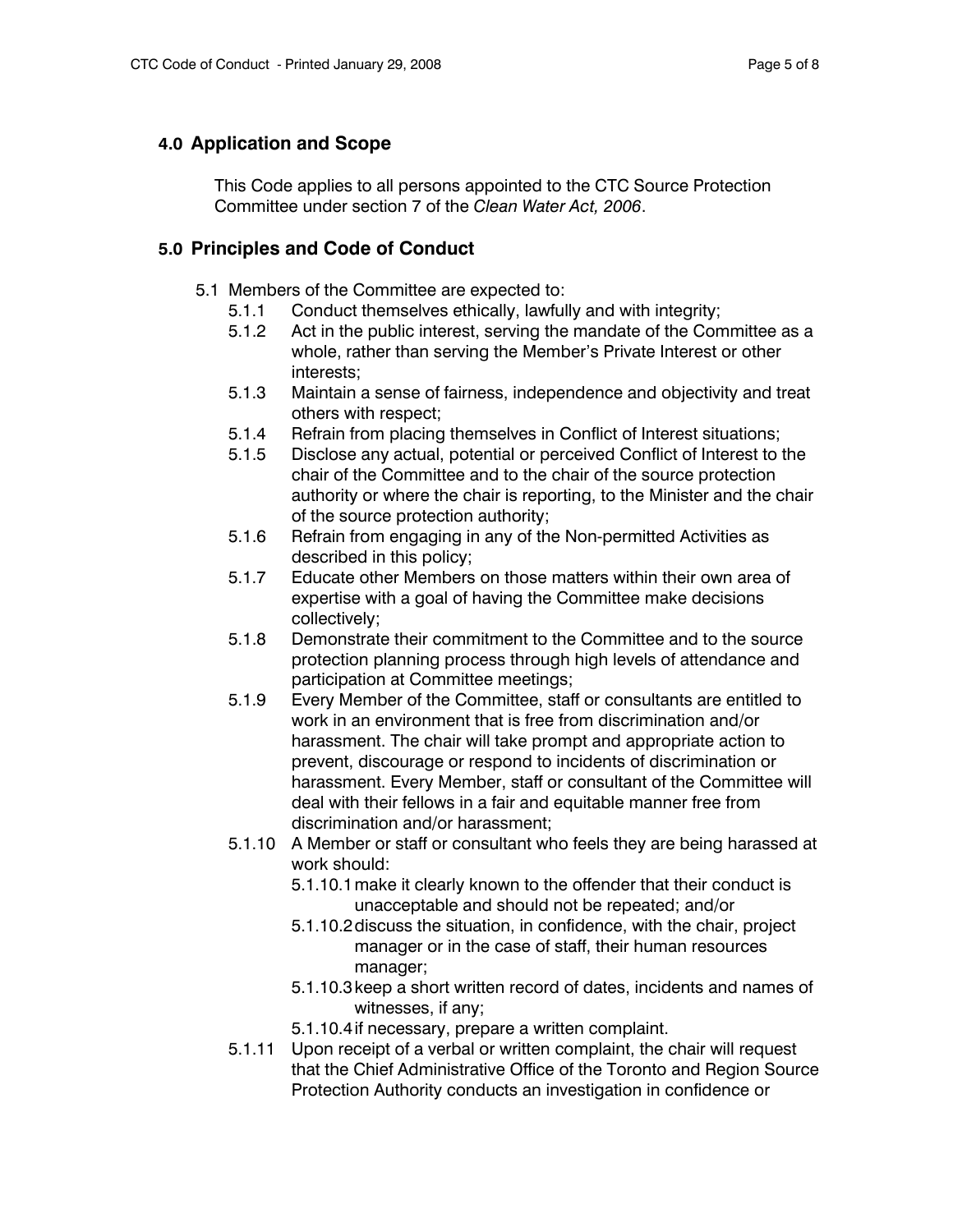## 4.0 Application and Scope

This Code applies to all persons appointed to the CTC Source Protection Committee under section 7 of the *Clean Water Act, 2006*.

## 5.0 Principles and Code of Conduct

5.1 Members of the Committee are expected to:

- 5.1.1 Conduct themselves ethically, lawfully and with integrity;
- 5.1.2 Act in the public interest, serving the mandate of the Committee as a whole, rather than serving the Member's Private Interest or other interests;
- 5.1.3 Maintain a sense of fairness, independence and objectivity and treat others with respect;
- 5.1.4 Refrain from placing themselves in Conflict of Interest situations;
- 5.1.5 Disclose any actual, potential or perceived Conflict of Interest to the chair of the Committee and to the chair of the source protection authority or where the chair is reporting, to the Minister and the chair of the source protection authority;
- 5.1.6 Refrain from engaging in any of the Non-permitted Activities as described in this policy;
- 5.1.7 Educate other Members on those matters within their own area of expertise with a goal of having the Committee make decisions collectively;
- 5.1.8 Demonstrate their commitment to the Committee and to the source protection planning process through high levels of attendance and participation at Committee meetings;
- 5.1.9 Every Member of the Committee, staff or consultants are entitled to work in an environment that is free from discrimination and/or harassment. The chair will take prompt and appropriate action to prevent, discourage or respond to incidents of discrimination or harassment. Every Member, staff or consultant of the Committee will deal with their fellows in a fair and equitable manner free from discrimination and/or harassment;
- 5.1.10 A Member or staff or consultant who feels they are being harassed at work should:
  - 5.1.10.1 make it clearly known to the offender that their conduct is unacceptable and should not be repeated; and/or
  - 5.1.10.2 discuss the situation, in confidence, with the chair, project manager or in the case of staff, their human resources manager;
  - 5.1.10.3 keep a short written record of dates, incidents and names of witnesses, if any;
  - 5.1.10.4 if necessary, prepare a written complaint.
- 5.1.11 Upon receipt of a verbal or written complaint, the chair will request that the Chief Administrative Office of the Toronto and Region Source Protection Authority conducts an investigation in confidence or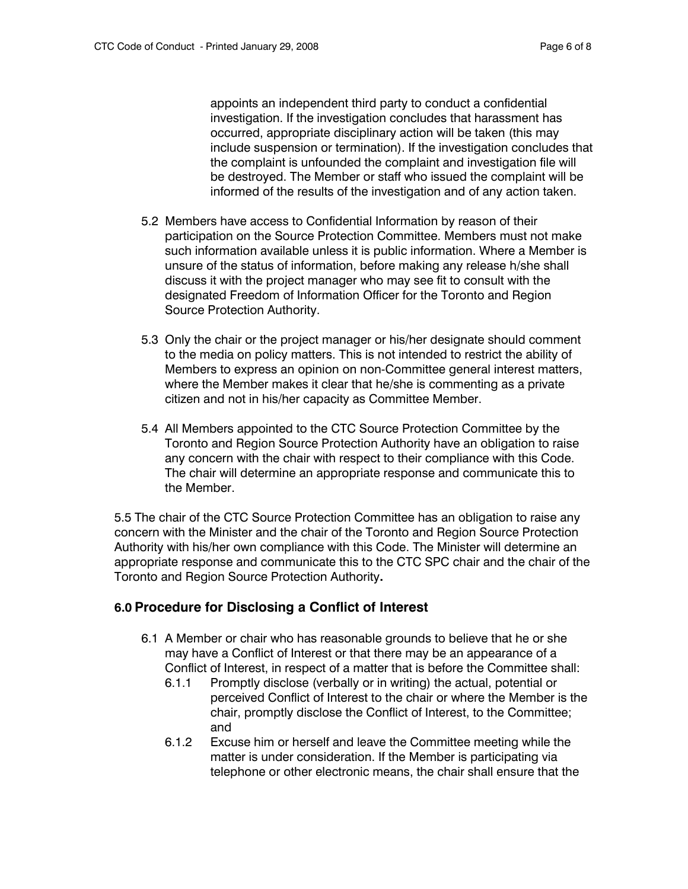appoints an independent third party to conduct a confidential investigation. If the investigation concludes that harassment has occurred, appropriate disciplinary action will be taken (this may include suspension or termination). If the investigation concludes that the complaint is unfounded the complaint and investigation file will be destroyed. The Member or staff who issued the complaint will be informed of the results of the investigation and of any action taken.

5.2 Members have access to Confidential Information by reason of their participation on the Source Protection Committee. Members must not make such information available unless it is public information. Where a Member is unsure of the status of information, before making any release h/she shall discuss it with the project manager who may see fit to consult with the designated Freedom of Information Officer for the Toronto and Region Source Protection Authority.

5.3 Only the chair or the project manager or his/her designate should comment to the media on policy matters. This is not intended to restrict the ability of Members to express an opinion on non-Committee general interest matters, where the Member makes it clear that he/she is commenting as a private citizen and not in his/her capacity as Committee Member.

5.4 All Members appointed to the CTC Source Protection Committee by the Toronto and Region Source Protection Authority have an obligation to raise any concern with the chair with respect to their compliance with this Code. The chair will determine an appropriate response and communicate this to the Member.

5.5 The chair of the CTC Source Protection Committee has an obligation to raise any concern with the Minister and the chair of the Toronto and Region Source Protection Authority with his/her own compliance with this Code. The Minister will determine an appropriate response and communicate this to the CTC SPC chair and the chair of the Toronto and Region Source Protection Authority**.**

## 6.0 Procedure for Disclosing a Conflict of Interest

6.1 A Member or chair who has reasonable grounds to believe that he or she may have a Conflict of Interest or that there may be an appearance of a Conflict of Interest, in respect of a matter that is before the Committee shall:

6.1.1 Promptly disclose (verbally or in writing) the actual, potential or perceived Conflict of Interest to the chair or where the Member is the chair, promptly disclose the Conflict of Interest, to the Committee; and

6.1.2 Excuse him or herself and leave the Committee meeting while the matter is under consideration. If the Member is participating via telephone or other electronic means, the chair shall ensure that the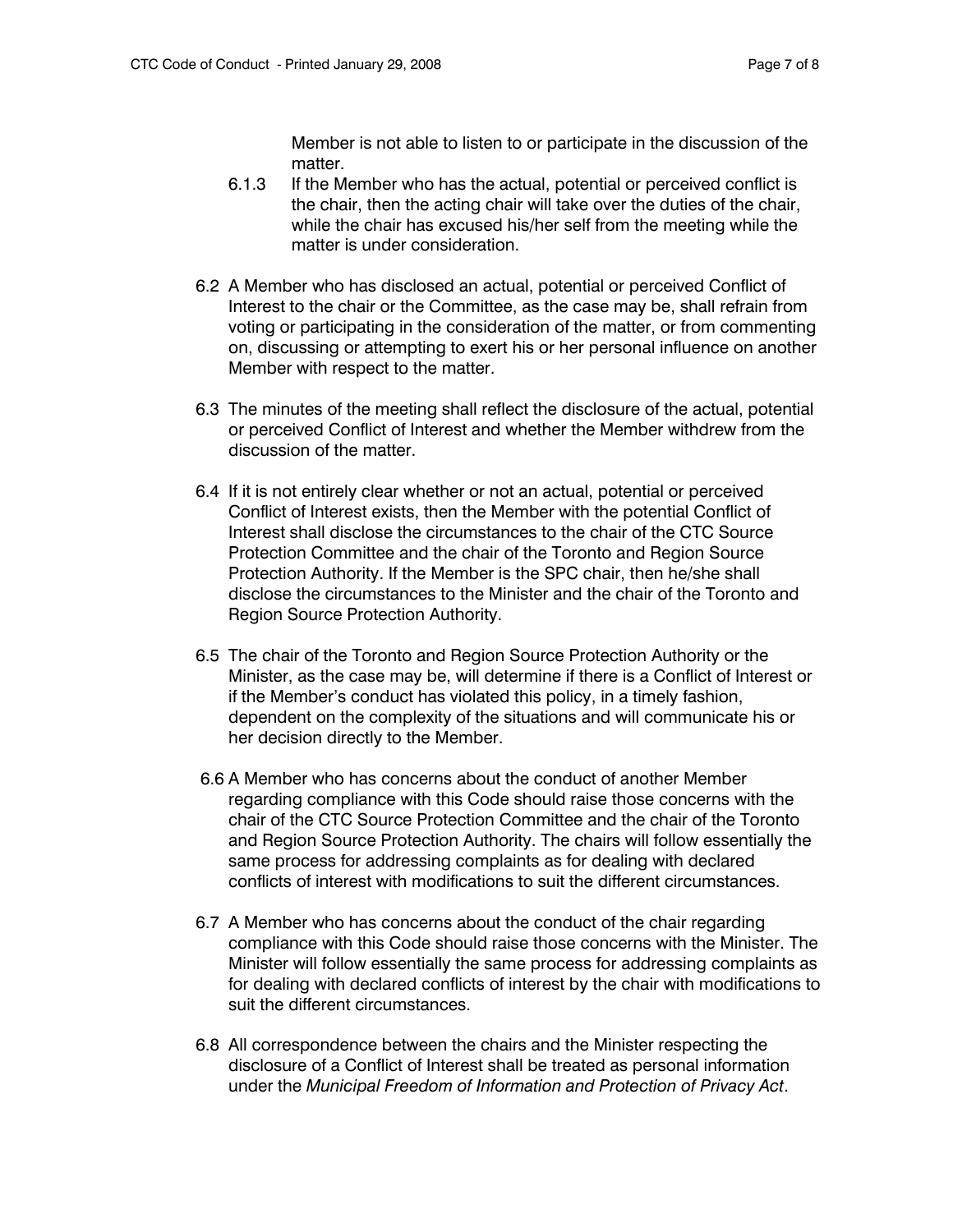Member is not able to listen to or participate in the discussion of the matter.

6.1.3 If the Member who has the actual, potential or perceived conflict is the chair, then the acting chair will take over the duties of the chair, while the chair has excused his/her self from the meeting while the matter is under consideration.

6.2 A Member who has disclosed an actual, potential or perceived Conflict of Interest to the chair or the Committee, as the case may be, shall refrain from voting or participating in the consideration of the matter, or from commenting on, discussing or attempting to exert his or her personal influence on another Member with respect to the matter.

6.3 The minutes of the meeting shall reflect the disclosure of the actual, potential or perceived Conflict of Interest and whether the Member withdrew from the discussion of the matter.

6.4 If it is not entirely clear whether or not an actual, potential or perceived Conflict of Interest exists, then the Member with the potential Conflict of Interest shall disclose the circumstances to the chair of the CTC Source Protection Committee and the chair of the Toronto and Region Source Protection Authority. If the Member is the SPC chair, then he/she shall disclose the circumstances to the Minister and the chair of the Toronto and Region Source Protection Authority.

6.5 The chair of the Toronto and Region Source Protection Authority or the Minister, as the case may be, will determine if there is a Conflict of Interest or if the Member's conduct has violated this policy, in a timely fashion, dependent on the complexity of the situations and will communicate his or her decision directly to the Member.

6.6 A Member who has concerns about the conduct of another Member regarding compliance with this Code should raise those concerns with the chair of the CTC Source Protection Committee and the chair of the Toronto and Region Source Protection Authority. The chairs will follow essentially the same process for addressing complaints as for dealing with declared conflicts of interest with modifications to suit the different circumstances.

6.7 A Member who has concerns about the conduct of the chair regarding compliance with this Code should raise those concerns with the Minister. The Minister will follow essentially the same process for addressing complaints as for dealing with declared conflicts of interest by the chair with modifications to suit the different circumstances.

6.8 All correspondence between the chairs and the Minister respecting the disclosure of a Conflict of Interest shall be treated as personal information under the *Municipal Freedom of Information and Protection of Privacy Act*.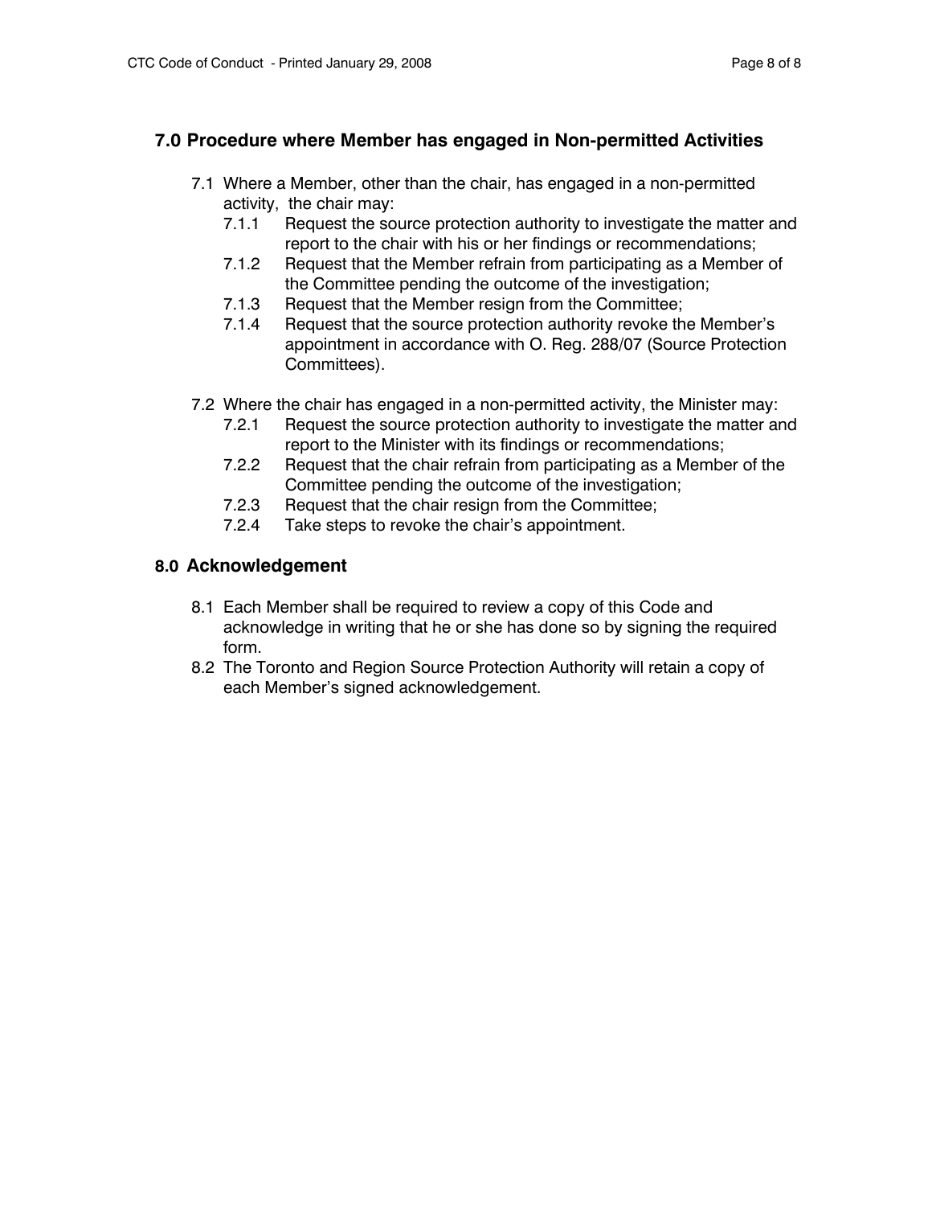## 7.0 Procedure where Member has engaged in Non-permitted Activities

7.1 Where a Member, other than the chair, has engaged in a non-permitted activity, the chair may:

- 7.1.1 Request the source protection authority to investigate the matter and report to the chair with his or her findings or recommendations;
- 7.1.2 Request that the Member refrain from participating as a Member of the Committee pending the outcome of the investigation;
- 7.1.3 Request that the Member resign from the Committee;
- 7.1.4 Request that the source protection authority revoke the Member's appointment in accordance with O. Reg. 288/07 (Source Protection Committees).

7.2 Where the chair has engaged in a non-permitted activity, the Minister may:

- 7.2.1 Request the source protection authority to investigate the matter and report to the Minister with its findings or recommendations;
- 7.2.2 Request that the chair refrain from participating as a Member of the Committee pending the outcome of the investigation;
- 7.2.3 Request that the chair resign from the Committee;
- 7.2.4 Take steps to revoke the chair's appointment.

## 8.0 Acknowledgement

8.1 Each Member shall be required to review a copy of this Code and acknowledge in writing that he or she has done so by signing the required form.

8.2 The Toronto and Region Source Protection Authority will retain a copy of each Member's signed acknowledgement.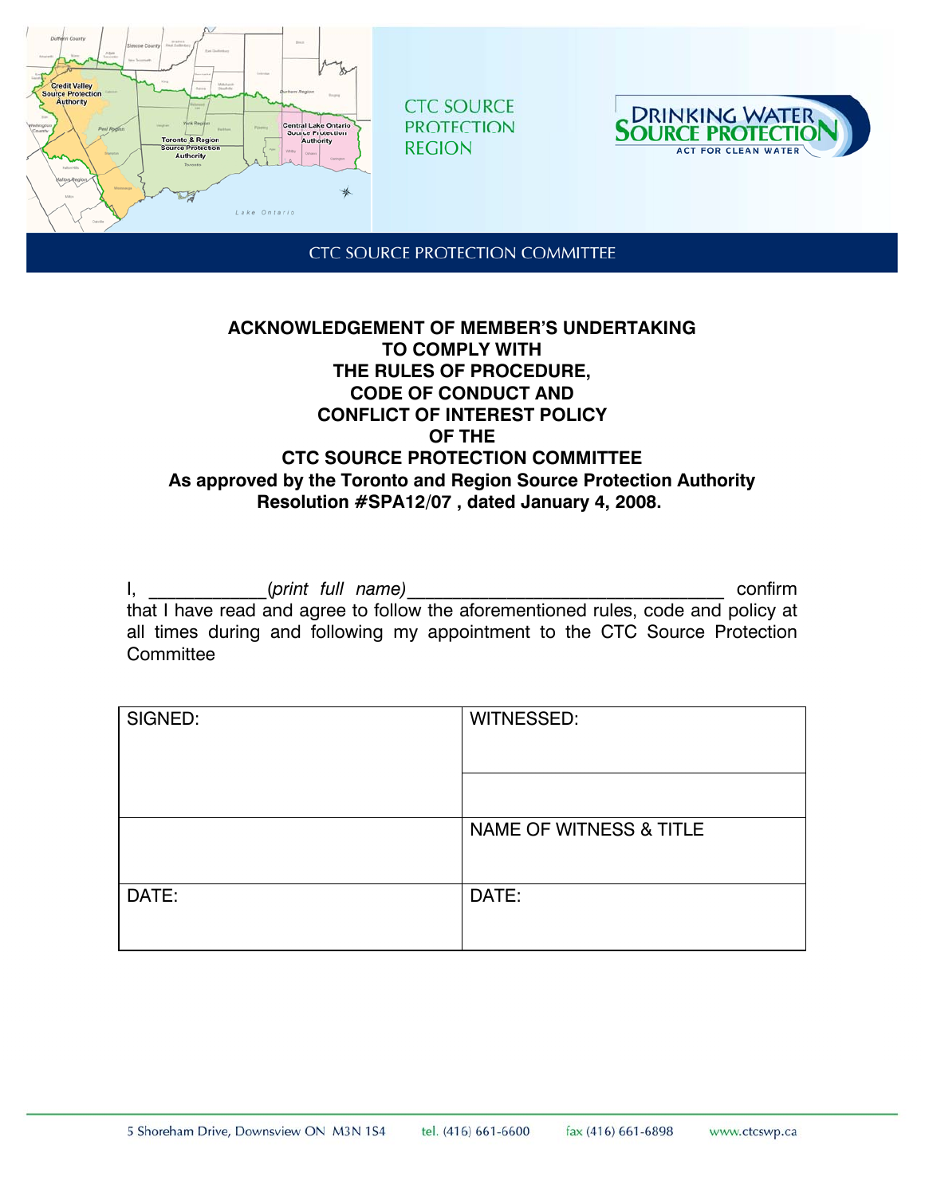CTC SOURCE PROTECTION REGION

DRINKING WATER SOURCE PROTECTION
ACT FOR CLEAN WATER

CTC SOURCE PROTECTION COMMITTEE

**ACKNOWLEDGEMENT OF MEMBER'S UNDERTAKING**
**TO COMPLY WITH**
**THE RULES OF PROCEDURE,**
**CODE OF CONDUCT AND**
**CONFLICT OF INTEREST POLICY**
**OF THE**
**CTC SOURCE PROTECTION COMMITTEE**
**As approved by the Toronto and Region Source Protection Authority**
**Resolution #SPA12/07 , dated January 4, 2008.**

I, ___________(*print full name*)______________________________ confirm that I have read and agree to follow the aforementioned rules, code and policy at all times during and following my appointment to the CTC Source Protection Committee

| | |
|---|---|
| SIGNED: | WITNESSED: |
| | |
| | NAME OF WITNESS & TITLE |
| DATE: | DATE: |

5 Shoreham Drive, Downsview ON M3N 1S4 tel. (416) 661-6600 fax (416) 661-6898 www.ctcswp.ca